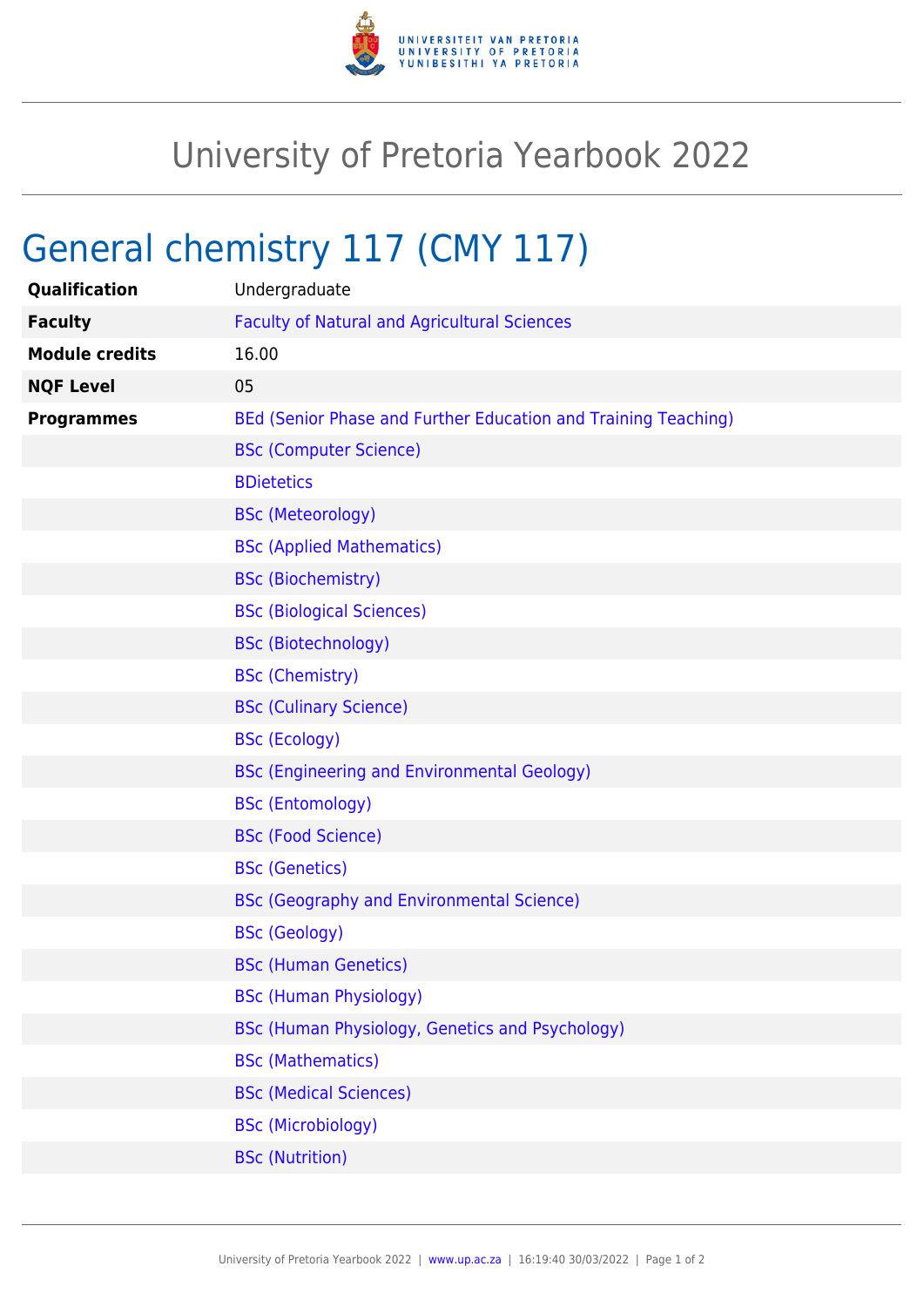# University of Pretoria Yearbook 2022

## General chemistry 117 (CMY 117)

| | |
|---|---|
| **Qualification** | Undergraduate |
| **Faculty** | Faculty of Natural and Agricultural Sciences |
| **Module credits** | 16.00 |
| **NQF Level** | 05 |
| **Programmes** | BEd (Senior Phase and Further Education and Training Teaching) |
| | BSc (Computer Science) |
| | BDietetics |
| | BSc (Meteorology) |
| | BSc (Applied Mathematics) |
| | BSc (Biochemistry) |
| | BSc (Biological Sciences) |
| | BSc (Biotechnology) |
| | BSc (Chemistry) |
| | BSc (Culinary Science) |
| | BSc (Ecology) |
| | BSc (Engineering and Environmental Geology) |
| | BSc (Entomology) |
| | BSc (Food Science) |
| | BSc (Genetics) |
| | BSc (Geography and Environmental Science) |
| | BSc (Geology) |
| | BSc (Human Genetics) |
| | BSc (Human Physiology) |
| | BSc (Human Physiology, Genetics and Psychology) |
| | BSc (Mathematics) |
| | BSc (Medical Sciences) |
| | BSc (Microbiology) |
| | BSc (Nutrition) |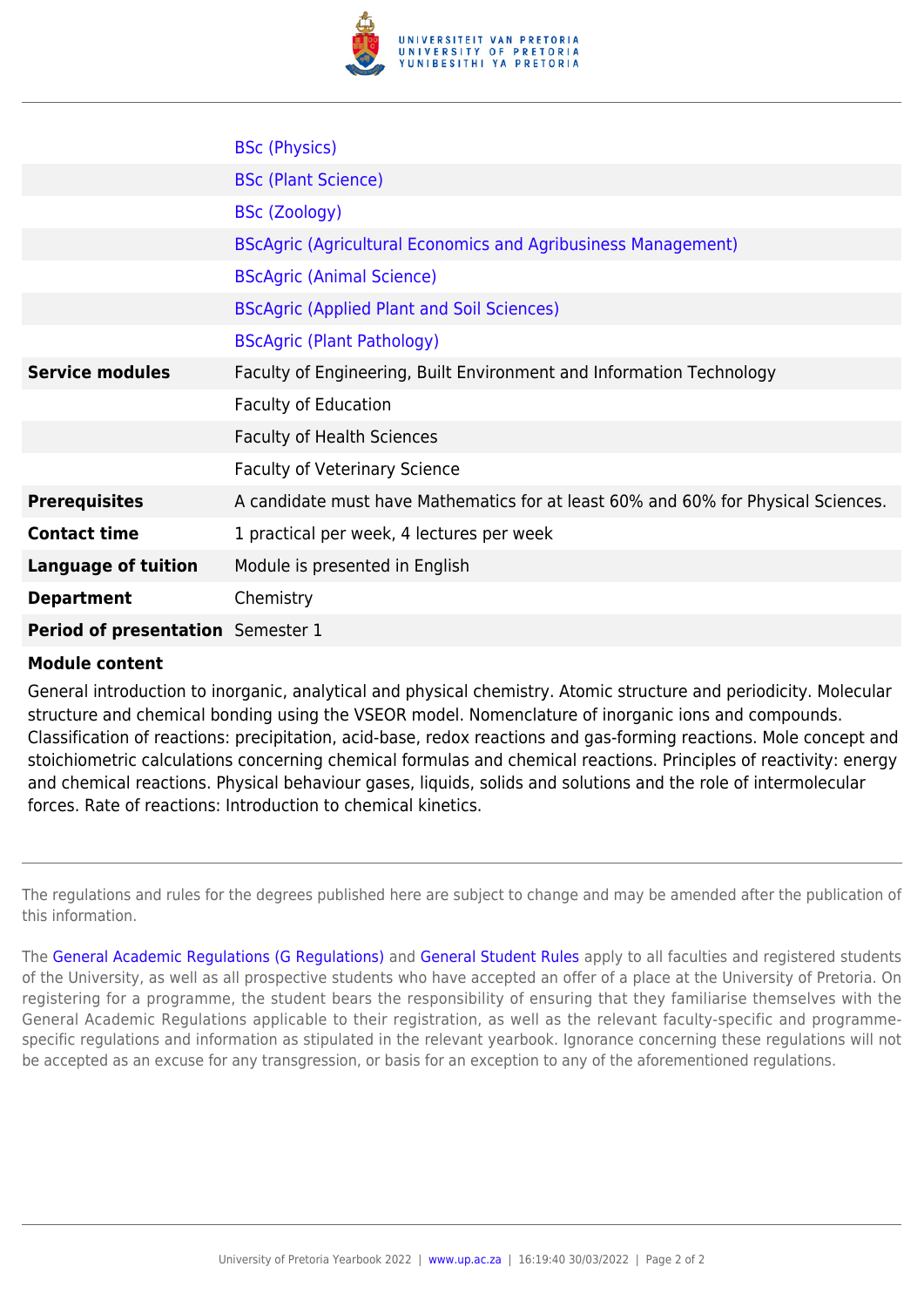| | |
|---|---|
| | BSc (Physics) |
| | BSc (Plant Science) |
| | BSc (Zoology) |
| | BScAgric (Agricultural Economics and Agribusiness Management) |
| | BScAgric (Animal Science) |
| | BScAgric (Applied Plant and Soil Sciences) |
| | BScAgric (Plant Pathology) |
| **Service modules** | Faculty of Engineering, Built Environment and Information Technology |
| | Faculty of Education |
| | Faculty of Health Sciences |
| | Faculty of Veterinary Science |
| **Prerequisites** | A candidate must have Mathematics for at least 60% and 60% for Physical Sciences. |
| **Contact time** | 1 practical per week, 4 lectures per week |
| **Language of tuition** | Module is presented in English |
| **Department** | Chemistry |
| **Period of presentation** | Semester 1 |

**Module content**

General introduction to inorganic, analytical and physical chemistry. Atomic structure and periodicity. Molecular structure and chemical bonding using the VSEOR model. Nomenclature of inorganic ions and compounds. Classification of reactions: precipitation, acid-base, redox reactions and gas-forming reactions. Mole concept and stoichiometric calculations concerning chemical formulas and chemical reactions. Principles of reactivity: energy and chemical reactions. Physical behaviour gases, liquids, solids and solutions and the role of intermolecular forces. Rate of reactions: Introduction to chemical kinetics.

The regulations and rules for the degrees published here are subject to change and may be amended after the publication of this information.

The General Academic Regulations (G Regulations) and General Student Rules apply to all faculties and registered students of the University, as well as all prospective students who have accepted an offer of a place at the University of Pretoria. On registering for a programme, the student bears the responsibility of ensuring that they familiarise themselves with the General Academic Regulations applicable to their registration, as well as the relevant faculty-specific and programme-specific regulations and information as stipulated in the relevant yearbook. Ignorance concerning these regulations will not be accepted as an excuse for any transgression, or basis for an exception to any of the aforementioned regulations.